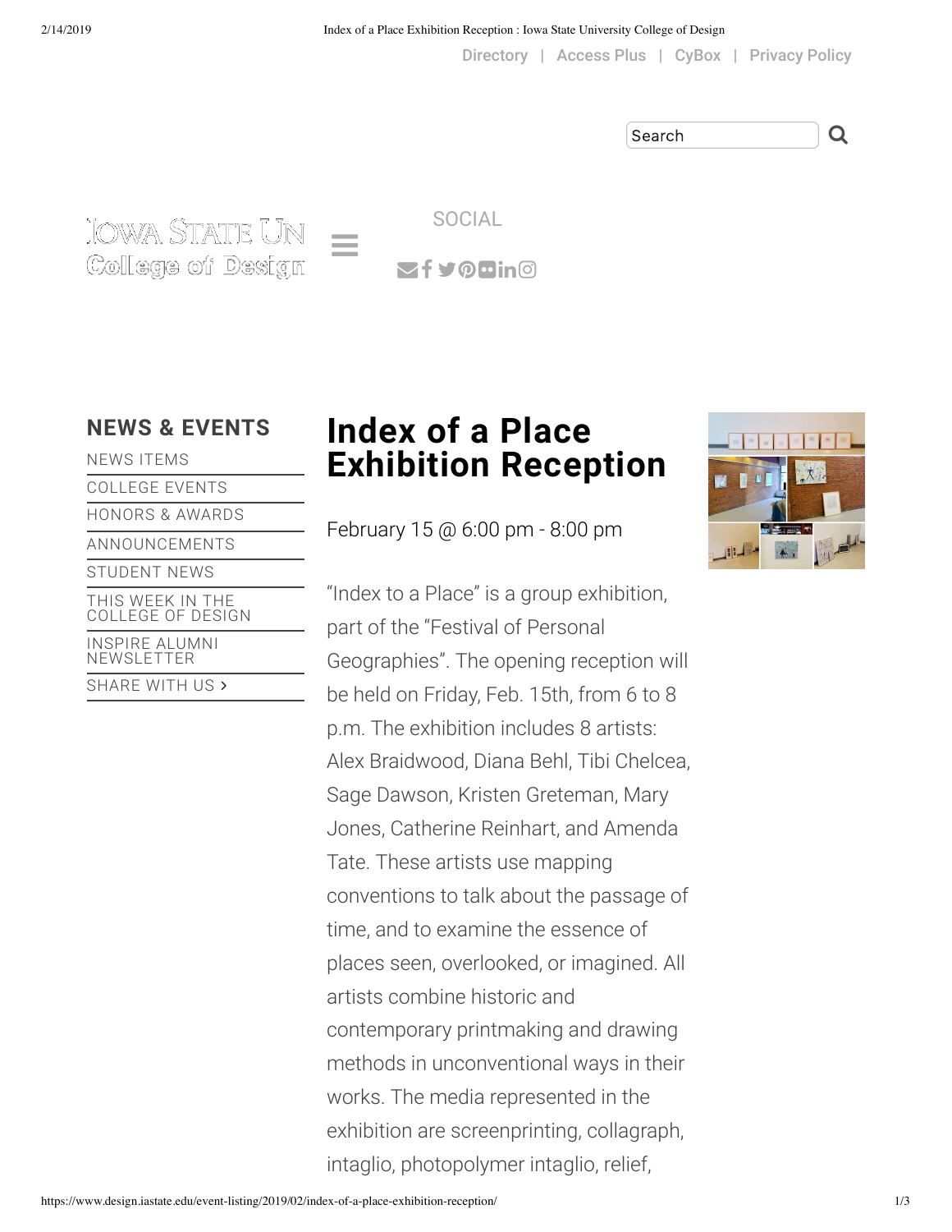Directory | Access Plus | CyBox | Privacy Policy

Search

Iowa State University College of Design

SOCIAL

## NEWS & EVENTS

- NEWS ITEMS
- COLLEGE EVENTS
- HONORS & AWARDS
- ANNOUNCEMENTS
- STUDENT NEWS
- THIS WEEK IN THE COLLEGE OF DESIGN
- INSPIRE ALUMNI NEWSLETTER
- SHARE WITH US ›

# Index of a Place Exhibition Reception

February 15 @ 6:00 pm - 8:00 pm

"Index to a Place" is a group exhibition, part of the "Festival of Personal Geographies". The opening reception will be held on Friday, Feb. 15th, from 6 to 8 p.m. The exhibition includes 8 artists: Alex Braidwood, Diana Behl, Tibi Chelcea, Sage Dawson, Kristen Greteman, Mary Jones, Catherine Reinhart, and Amenda Tate. These artists use mapping conventions to talk about the passage of time, and to examine the essence of places seen, overlooked, or imagined. All artists combine historic and contemporary printmaking and drawing methods in unconventional ways in their works. The media represented in the exhibition are screenprinting, collagraph, intaglio, photopolymer intaglio, relief,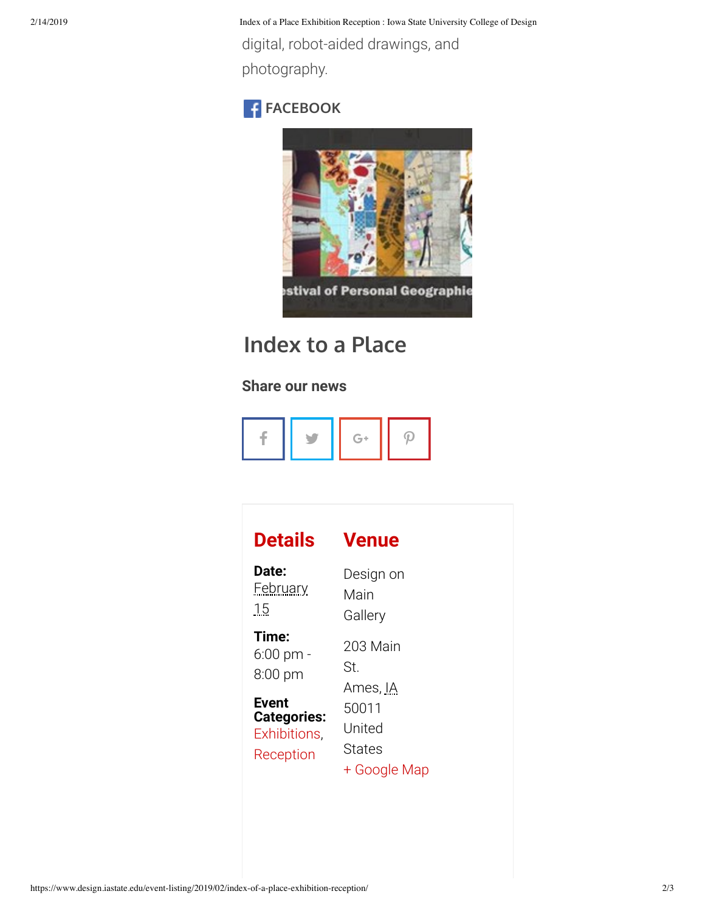digital, robot-aided drawings, and photography.

FACEBOOK

## Index to a Place

### Share our news

## Details

**Date:**
February 15

**Time:**
6:00 pm - 8:00 pm

**Event Categories:**
Exhibitions, Reception

## Venue

Design on Main Gallery

203 Main St.
Ames, IA 50011 United States
+ Google Map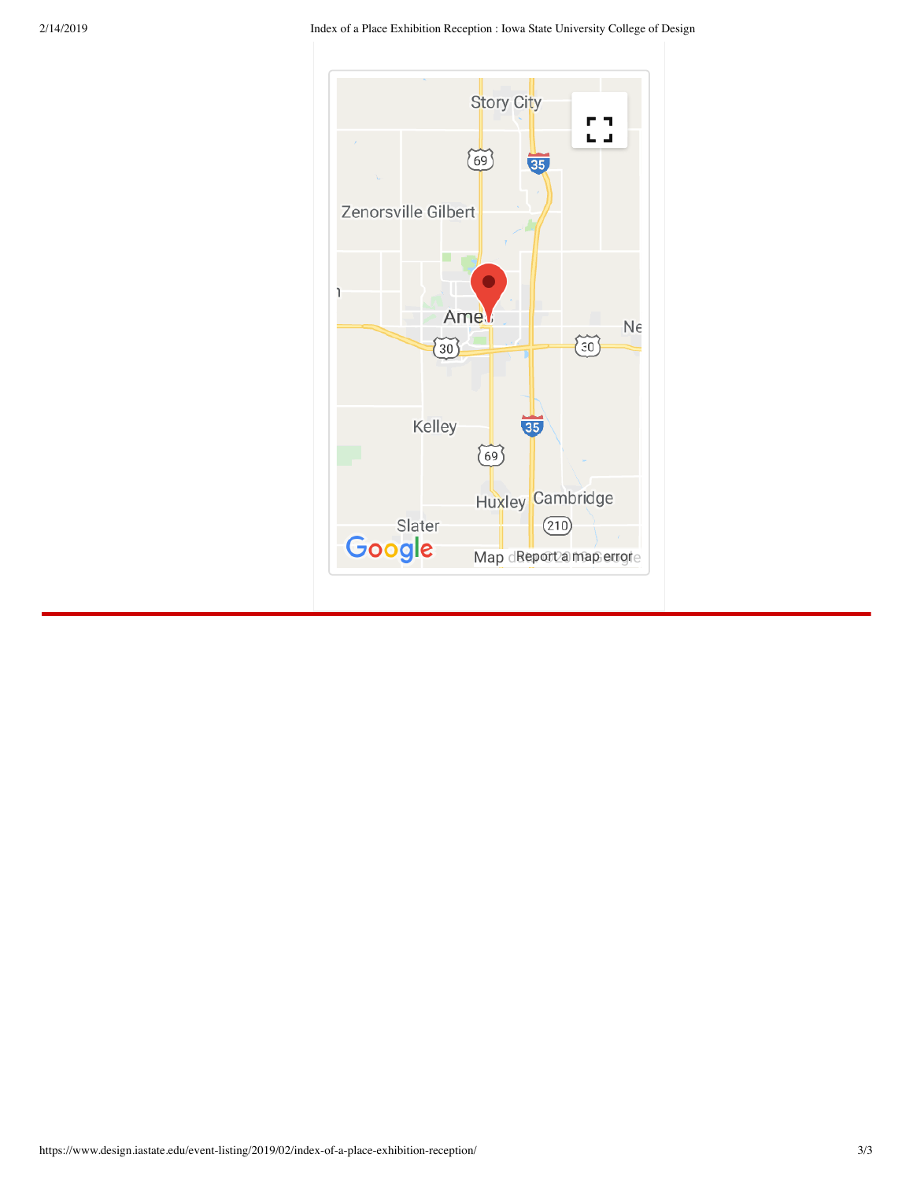Story City

69

35

Zenorsville Gilbert

Ames

Ne

30

30

Kelley

35

69

Huxley Cambridge

210

Slater

Google

Map data ©2019 Google

Report a map error